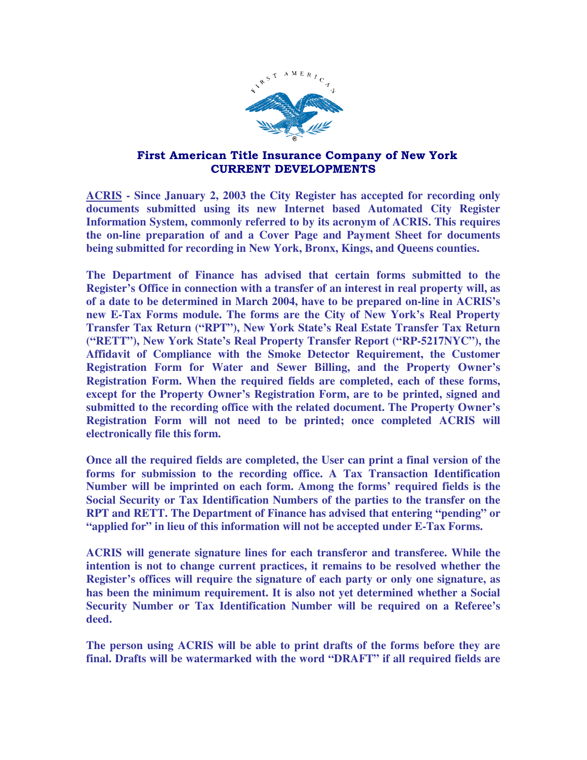# First American Title Insurance Company of New York
## CURRENT DEVELOPMENTS

**ACRIS - Since January 2, 2003 the City Register has accepted for recording only documents submitted using its new Internet based Automated City Register Information System, commonly referred to by its acronym of ACRIS. This requires the on-line preparation of and a Cover Page and Payment Sheet for documents being submitted for recording in New York, Bronx, Kings, and Queens counties.**

**The Department of Finance has advised that certain forms submitted to the Register's Office in connection with a transfer of an interest in real property will, as of a date to be determined in March 2004, have to be prepared on-line in ACRIS's new E-Tax Forms module. The forms are the City of New York's Real Property Transfer Tax Return ("RPT"), New York State's Real Estate Transfer Tax Return ("RETT"), New York State's Real Property Transfer Report ("RP-5217NYC"), the Affidavit of Compliance with the Smoke Detector Requirement, the Customer Registration Form for Water and Sewer Billing, and the Property Owner's Registration Form. When the required fields are completed, each of these forms, except for the Property Owner's Registration Form, are to be printed, signed and submitted to the recording office with the related document. The Property Owner's Registration Form will not need to be printed; once completed ACRIS will electronically file this form.**

**Once all the required fields are completed, the User can print a final version of the forms for submission to the recording office. A Tax Transaction Identification Number will be imprinted on each form. Among the forms' required fields is the Social Security or Tax Identification Numbers of the parties to the transfer on the RPT and RETT. The Department of Finance has advised that entering "pending" or "applied for" in lieu of this information will not be accepted under E-Tax Forms.**

**ACRIS will generate signature lines for each transferor and transferee. While the intention is not to change current practices, it remains to be resolved whether the Register's offices will require the signature of each party or only one signature, as has been the minimum requirement. It is also not yet determined whether a Social Security Number or Tax Identification Number will be required on a Referee's deed.**

**The person using ACRIS will be able to print drafts of the forms before they are final. Drafts will be watermarked with the word "DRAFT" if all required fields are**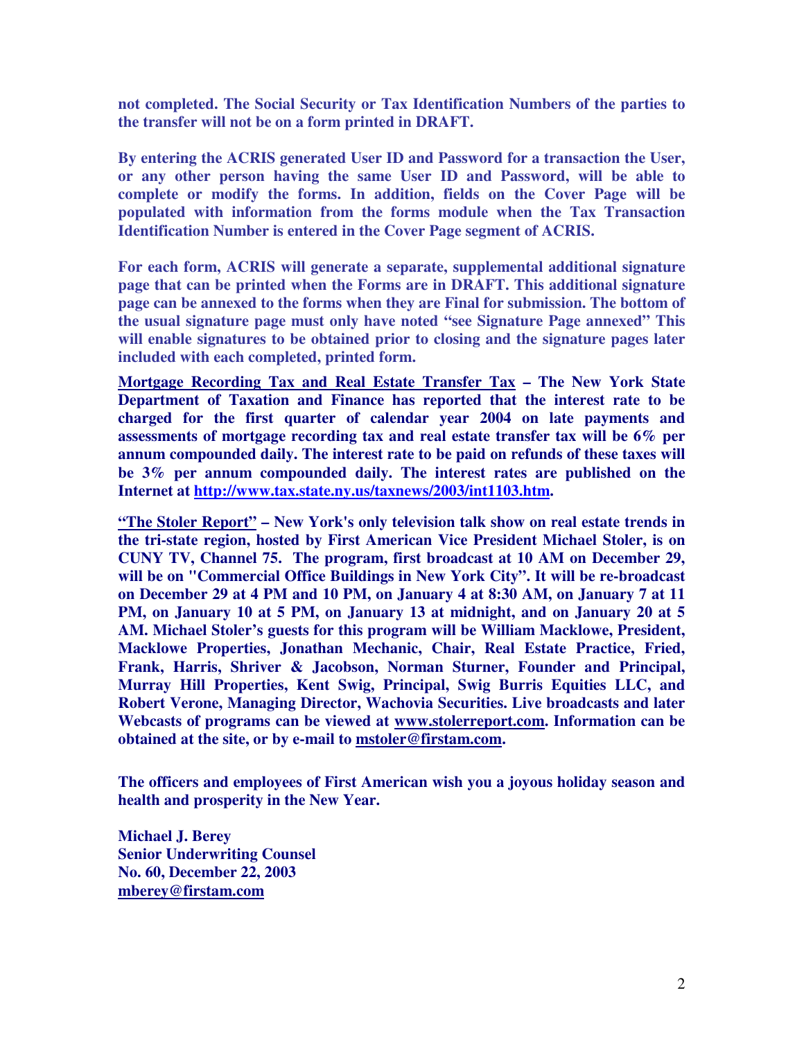**not completed. The Social Security or Tax Identification Numbers of the parties to the transfer will not be on a form printed in DRAFT.**

**By entering the ACRIS generated User ID and Password for a transaction the User, or any other person having the same User ID and Password, will be able to complete or modify the forms. In addition, fields on the Cover Page will be populated with information from the forms module when the Tax Transaction Identification Number is entered in the Cover Page segment of ACRIS.**

**For each form, ACRIS will generate a separate, supplemental additional signature page that can be printed when the Forms are in DRAFT. This additional signature page can be annexed to the forms when they are Final for submission. The bottom of the usual signature page must only have noted "see Signature Page annexed" This will enable signatures to be obtained prior to closing and the signature pages later included with each completed, printed form.**

**<u>Mortgage Recording Tax and Real Estate Transfer Tax</u> – The New York State Department of Taxation and Finance has reported that the interest rate to be charged for the first quarter of calendar year 2004 on late payments and assessments of mortgage recording tax and real estate transfer tax will be 6% per annum compounded daily. The interest rate to be paid on refunds of these taxes will be 3% per annum compounded daily. The interest rates are published on the Internet at [http://www.tax.state.ny.us/taxnews/2003/int1103.htm](http://www.tax.state.ny.us/taxnews/2003/int1103.htm).**

**<u>"The Stoler Report"</u> – New York's only television talk show on real estate trends in the tri-state region, hosted by First American Vice President Michael Stoler, is on CUNY TV, Channel 75. The program, first broadcast at 10 AM on December 29, will be on "Commercial Office Buildings in New York City". It will be re-broadcast on December 29 at 4 PM and 10 PM, on January 4 at 8:30 AM, on January 7 at 11 PM, on January 10 at 5 PM, on January 13 at midnight, and on January 20 at 5 AM. Michael Stoler's guests for this program will be William Macklowe, President, Macklowe Properties, Jonathan Mechanic, Chair, Real Estate Practice, Fried, Frank, Harris, Shriver & Jacobson, Norman Sturner, Founder and Principal, Murray Hill Properties, Kent Swig, Principal, Swig Burris Equities LLC, and Robert Verone, Managing Director, Wachovia Securities. Live broadcasts and later Webcasts of programs can be viewed at <u>www.stolerreport.com</u>. Information can be obtained at the site, or by e-mail to <u>mstoler@firstam.com</u>.**

**The officers and employees of First American wish you a joyous holiday season and health and prosperity in the New Year.**

**Michael J. Berey**
**Senior Underwriting Counsel**
**No. 60, December 22, 2003**
**<u>mberey@firstam.com</u>**